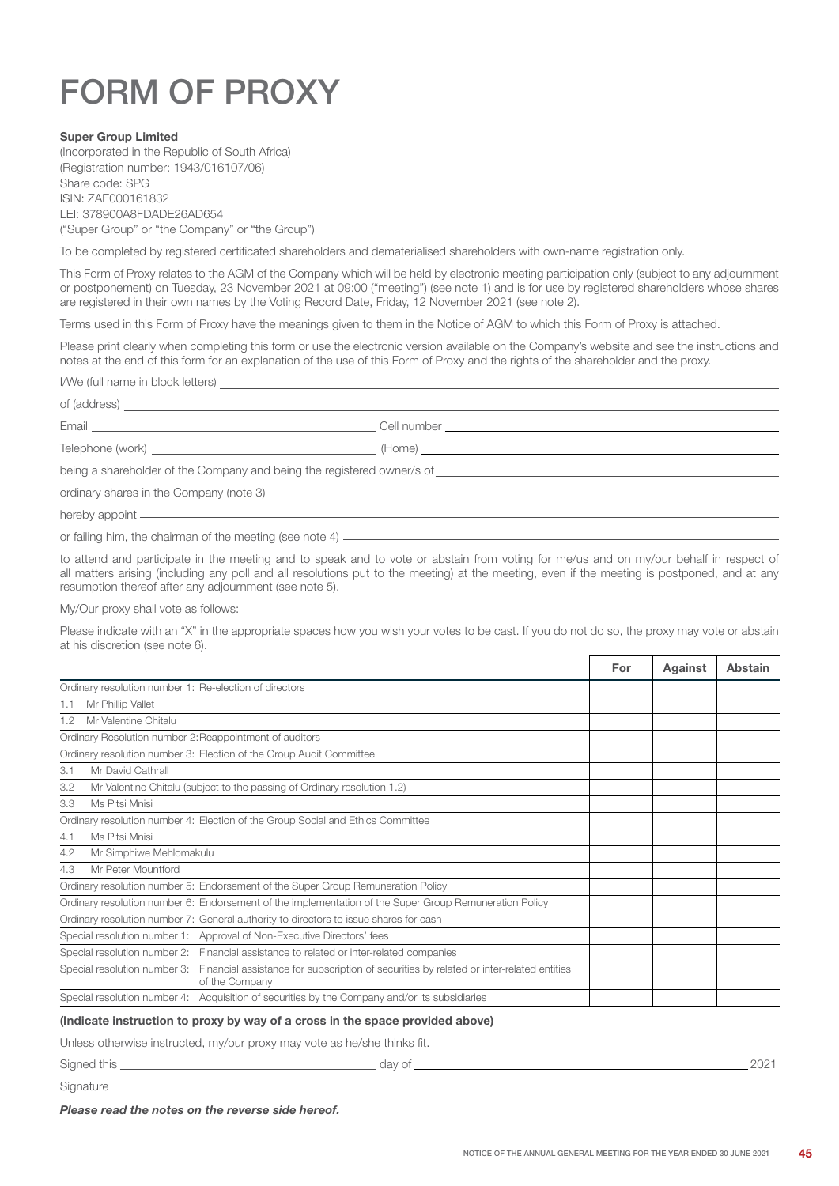# FORM OF PROXY

**Super Group Limited**
(Incorporated in the Republic of South Africa)
(Registration number: 1943/016107/06)
Share code: SPG
ISIN: ZAE000161832
LEI: 378900A8FDADE26AD654
("Super Group" or "the Company" or "the Group")

To be completed by registered certificated shareholders and dematerialised shareholders with own-name registration only.

This Form of Proxy relates to the AGM of the Company which will be held by electronic meeting participation only (subject to any adjournment or postponement) on Tuesday, 23 November 2021 at 09:00 ("meeting") (see note 1) and is for use by registered shareholders whose shares are registered in their own names by the Voting Record Date, Friday, 12 November 2021 (see note 2).

Terms used in this Form of Proxy have the meanings given to them in the Notice of AGM to which this Form of Proxy is attached.

Please print clearly when completing this form or use the electronic version available on the Company's website and see the instructions and notes at the end of this form for an explanation of the use of this Form of Proxy and the rights of the shareholder and the proxy.

I/We (full name in block letters) ____________________________________________

of (address) ____________________________________________

Email ______________________ Cell number ______________________

Telephone (work) ______________________ (Home) ______________________

being a shareholder of the Company and being the registered owner/s of ______________________

ordinary shares in the Company (note 3)

hereby appoint ____________________________________________

or failing him, the chairman of the meeting (see note 4) ______________________

to attend and participate in the meeting and to speak and to vote or abstain from voting for me/us and on my/our behalf in respect of all matters arising (including any poll and all resolutions put to the meeting) at the meeting, even if the meeting is postponed, and at any resumption thereof after any adjournment (see note 5).

My/Our proxy shall vote as follows:

Please indicate with an "X" in the appropriate spaces how you wish your votes to be cast. If you do not do so, the proxy may vote or abstain at his discretion (see note 6).

| | For | Against | Abstain |
|---|---|---|---|
| Ordinary resolution number 1: Re-election of directors | | | |
| 1.1 Mr Phillip Vallet | | | |
| 1.2 Mr Valentine Chitalu | | | |
| Ordinary Resolution number 2: Reappointment of auditors | | | |
| Ordinary resolution number 3: Election of the Group Audit Committee | | | |
| 3.1 Mr David Cathrall | | | |
| 3.2 Mr Valentine Chitalu (subject to the passing of Ordinary resolution 1.2) | | | |
| 3.3 Ms Pitsi Mnisi | | | |
| Ordinary resolution number 4: Election of the Group Social and Ethics Committee | | | |
| 4.1 Ms Pitsi Mnisi | | | |
| 4.2 Mr Simphiwe Mehlomakulu | | | |
| 4.3 Mr Peter Mountford | | | |
| Ordinary resolution number 5: Endorsement of the Super Group Remuneration Policy | | | |
| Ordinary resolution number 6: Endorsement of the implementation of the Super Group Remuneration Policy | | | |
| Ordinary resolution number 7: General authority to directors to issue shares for cash | | | |
| Special resolution number 1: Approval of Non-Executive Directors' fees | | | |
| Special resolution number 2: Financial assistance to related or inter-related companies | | | |
| Special resolution number 3: Financial assistance for subscription of securities by related or inter-related entities of the Company | | | |
| Special resolution number 4: Acquisition of securities by the Company and/or its subsidiaries | | | |

**(Indicate instruction to proxy by way of a cross in the space provided above)**

Unless otherwise instructed, my/our proxy may vote as he/she thinks fit.

Signed this ______________________ day of ______________________ 2021

Signature ____________________________________________

***Please read the notes on the reverse side hereof.***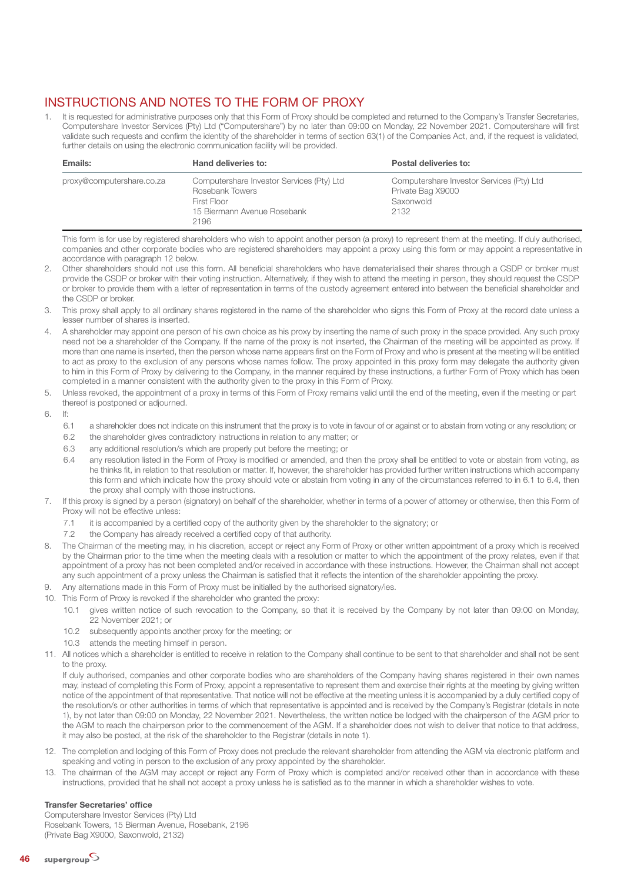# INSTRUCTIONS AND NOTES TO THE FORM OF PROXY

1. It is requested for administrative purposes only that this Form of Proxy should be completed and returned to the Company's Transfer Secretaries, Computershare Investor Services (Pty) Ltd ("Computershare") by no later than 09:00 on Monday, 22 November 2021. Computershare will first validate such requests and confirm the identity of the shareholder in terms of section 63(1) of the Companies Act, and, if the request is validated, further details on using the electronic communication facility will be provided.

| Emails: | Hand deliveries to: | Postal deliveries to: |
|---|---|---|
| proxy@computershare.co.za | Computershare Investor Services (Pty) Ltd<br>Rosebank Towers<br>First Floor<br>15 Biermann Avenue Rosebank<br>2196 | Computershare Investor Services (Pty) Ltd<br>Private Bag X9000<br>Saxonwold<br>2132 |

   This form is for use by registered shareholders who wish to appoint another person (a proxy) to represent them at the meeting. If duly authorised, companies and other corporate bodies who are registered shareholders may appoint a proxy using this form or may appoint a representative in accordance with paragraph 12 below.

2. Other shareholders should not use this form. All beneficial shareholders who have dematerialised their shares through a CSDP or broker must provide the CSDP or broker with their voting instruction. Alternatively, if they wish to attend the meeting in person, they should request the CSDP or broker to provide them with a letter of representation in terms of the custody agreement entered into between the beneficial shareholder and the CSDP or broker.
3. This proxy shall apply to all ordinary shares registered in the name of the shareholder who signs this Form of Proxy at the record date unless a lesser number of shares is inserted.
4. A shareholder may appoint one person of his own choice as his proxy by inserting the name of such proxy in the space provided. Any such proxy need not be a shareholder of the Company. If the name of the proxy is not inserted, the Chairman of the meeting will be appointed as proxy. If more than one name is inserted, then the person whose name appears first on the Form of Proxy and who is present at the meeting will be entitled to act as proxy to the exclusion of any persons whose names follow. The proxy appointed in this proxy form may delegate the authority given to him in this Form of Proxy by delivering to the Company, in the manner required by these instructions, a further Form of Proxy which has been completed in a manner consistent with the authority given to the proxy in this Form of Proxy.
5. Unless revoked, the appointment of a proxy in terms of this Form of Proxy remains valid until the end of the meeting, even if the meeting or part thereof is postponed or adjourned.
6. If:
   - 6.1 a shareholder does not indicate on this instrument that the proxy is to vote in favour of or against or to abstain from voting or any resolution; or
   - 6.2 the shareholder gives contradictory instructions in relation to any matter; or
   - 6.3 any additional resolution/s which are properly put before the meeting; or
   - 6.4 any resolution listed in the Form of Proxy is modified or amended, and then the proxy shall be entitled to vote or abstain from voting, as he thinks fit, in relation to that resolution or matter. If, however, the shareholder has provided further written instructions which accompany this form and which indicate how the proxy should vote or abstain from voting in any of the circumstances referred to in 6.1 to 6.4, then the proxy shall comply with those instructions.
7. If this proxy is signed by a person (signatory) on behalf of the shareholder, whether in terms of a power of attorney or otherwise, then this Form of Proxy will not be effective unless:
   - 7.1 it is accompanied by a certified copy of the authority given by the shareholder to the signatory; or
   - 7.2 the Company has already received a certified copy of that authority.
8. The Chairman of the meeting may, in his discretion, accept or reject any Form of Proxy or other written appointment of a proxy which is received by the Chairman prior to the time when the meeting deals with a resolution or matter to which the appointment of the proxy relates, even if that appointment of a proxy has not been completed and/or received in accordance with these instructions. However, the Chairman shall not accept any such appointment of a proxy unless the Chairman is satisfied that it reflects the intention of the shareholder appointing the proxy.
9. Any alternations made in this Form of Proxy must be initialled by the authorised signatory/ies.
10. This Form of Proxy is revoked if the shareholder who granted the proxy:
    - 10.1 gives written notice of such revocation to the Company, so that it is received by the Company by not later than 09:00 on Monday, 22 November 2021; or
    - 10.2 subsequently appoints another proxy for the meeting; or
    - 10.3 attends the meeting himself in person.
11. All notices which a shareholder is entitled to receive in relation to the Company shall continue to be sent to that shareholder and shall not be sent to the proxy.

    If duly authorised, companies and other corporate bodies who are shareholders of the Company having shares registered in their own names may, instead of completing this Form of Proxy, appoint a representative to represent them and exercise their rights at the meeting by giving written notice of the appointment of that representative. That notice will not be effective at the meeting unless it is accompanied by a duly certified copy of the resolution/s or other authorities in terms of which that representative is appointed and is received by the Company's Registrar (details in note 1), by not later than 09:00 on Monday, 22 November 2021. Nevertheless, the written notice be lodged with the chairperson of the AGM prior to the AGM to reach the chairperson prior to the commencement of the AGM. If a shareholder does not wish to deliver that notice to that address, it may also be posted, at the risk of the shareholder to the Registrar (details in note 1).
12. The completion and lodging of this Form of Proxy does not preclude the relevant shareholder from attending the AGM via electronic platform and speaking and voting in person to the exclusion of any proxy appointed by the shareholder.
13. The chairman of the AGM may accept or reject any Form of Proxy which is completed and/or received other than in accordance with these instructions, provided that he shall not accept a proxy unless he is satisfied as to the manner in which a shareholder wishes to vote.

**Transfer Secretaries' office**

Computershare Investor Services (Pty) Ltd
Rosebank Towers, 15 Bierman Avenue, Rosebank, 2196
(Private Bag X9000, Saxonwold, 2132)